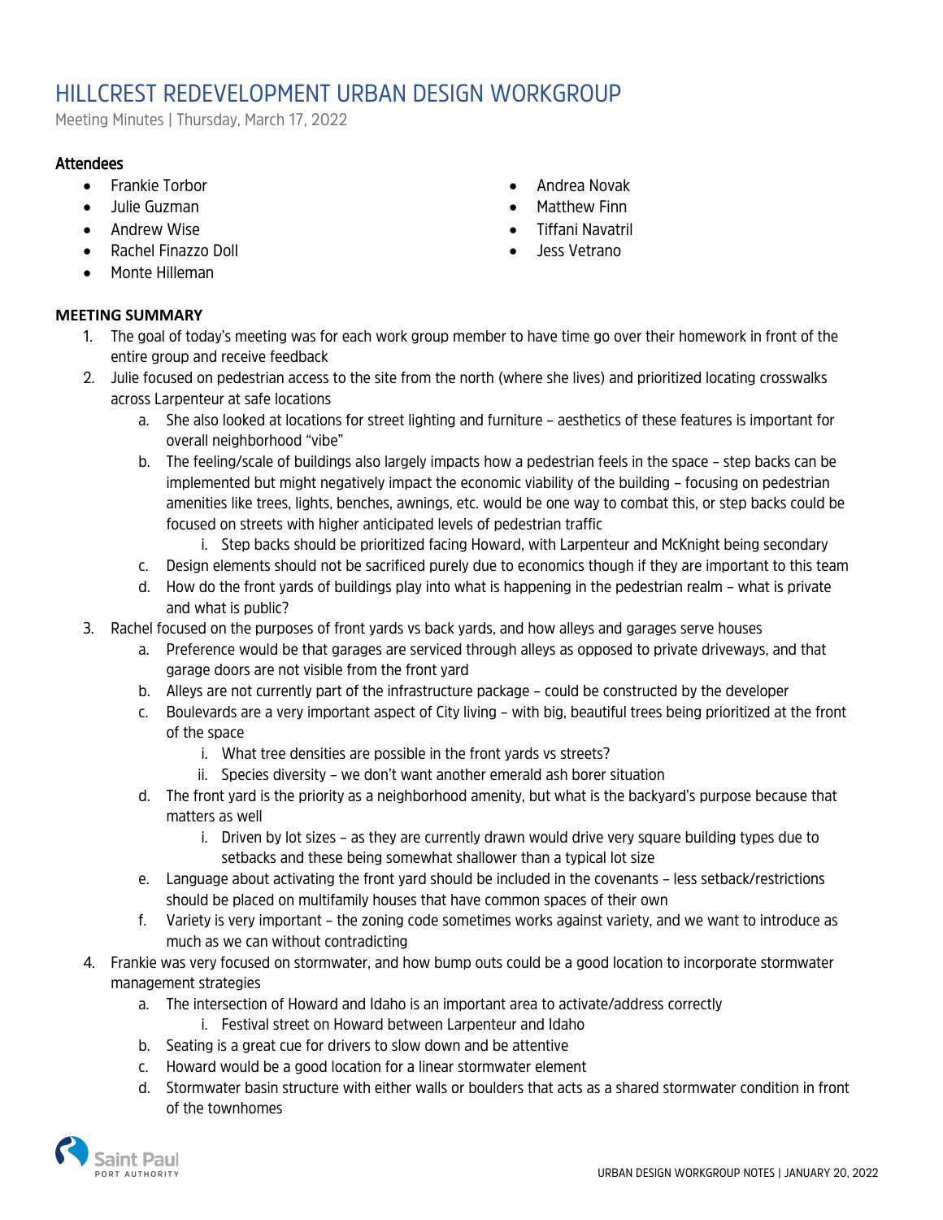# HILLCREST REDEVELOPMENT URBAN DESIGN WORKGROUP

Meeting Minutes | Thursday, March 17, 2022

## Attendees

- Frankie Torbor
- Julie Guzman
- Andrew Wise
- Rachel Finazzo Doll
- Monte Hilleman
- Andrea Novak
- Matthew Finn
- Tiffani Navatril
- Jess Vetrano

## MEETING SUMMARY

1. The goal of today's meeting was for each work group member to have time go over their homework in front of the entire group and receive feedback
2. Julie focused on pedestrian access to the site from the north (where she lives) and prioritized locating crosswalks across Larpenteur at safe locations
   a. She also looked at locations for street lighting and furniture – aesthetics of these features is important for overall neighborhood "vibe"
   b. The feeling/scale of buildings also largely impacts how a pedestrian feels in the space – step backs can be implemented but might negatively impact the economic viability of the building – focusing on pedestrian amenities like trees, lights, benches, awnings, etc. would be one way to combat this, or step backs could be focused on streets with higher anticipated levels of pedestrian traffic
      i. Step backs should be prioritized facing Howard, with Larpenteur and McKnight being secondary
   c. Design elements should not be sacrificed purely due to economics though if they are important to this team
   d. How do the front yards of buildings play into what is happening in the pedestrian realm – what is private and what is public?
3. Rachel focused on the purposes of front yards vs back yards, and how alleys and garages serve houses
   a. Preference would be that garages are serviced through alleys as opposed to private driveways, and that garage doors are not visible from the front yard
   b. Alleys are not currently part of the infrastructure package – could be constructed by the developer
   c. Boulevards are a very important aspect of City living – with big, beautiful trees being prioritized at the front of the space
      i. What tree densities are possible in the front yards vs streets?
      ii. Species diversity – we don't want another emerald ash borer situation
   d. The front yard is the priority as a neighborhood amenity, but what is the backyard's purpose because that matters as well
      i. Driven by lot sizes – as they are currently drawn would drive very square building types due to setbacks and these being somewhat shallower than a typical lot size
   e. Language about activating the front yard should be included in the covenants – less setback/restrictions should be placed on multifamily houses that have common spaces of their own
   f. Variety is very important – the zoning code sometimes works against variety, and we want to introduce as much as we can without contradicting
4. Frankie was very focused on stormwater, and how bump outs could be a good location to incorporate stormwater management strategies
   a. The intersection of Howard and Idaho is an important area to activate/address correctly
      i. Festival street on Howard between Larpenteur and Idaho
   b. Seating is a great cue for drivers to slow down and be attentive
   c. Howard would be a good location for a linear stormwater element
   d. Stormwater basin structure with either walls or boulders that acts as a shared stormwater condition in front of the townhomes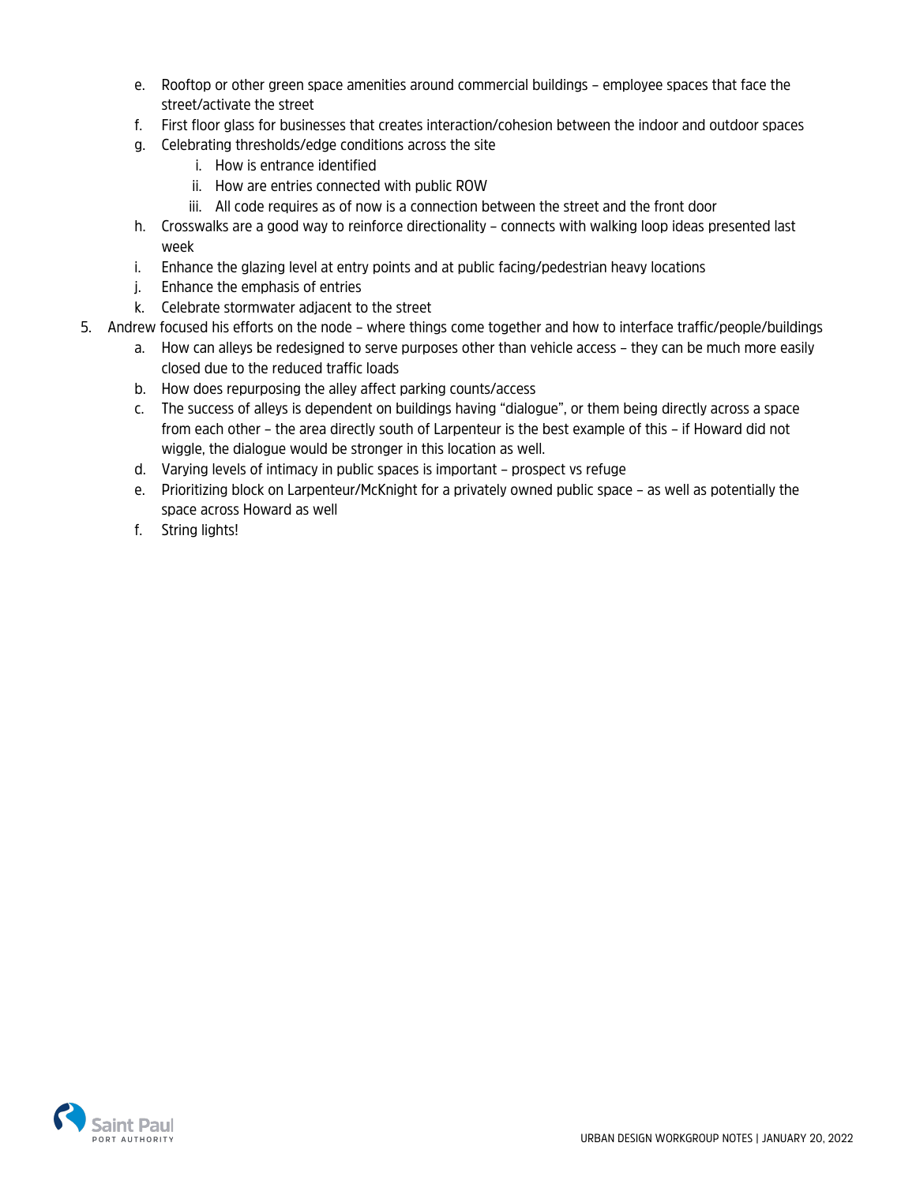e. Rooftop or other green space amenities around commercial buildings – employee spaces that face the street/activate the street
   f. First floor glass for businesses that creates interaction/cohesion between the indoor and outdoor spaces
   g. Celebrating thresholds/edge conditions across the site
      i. How is entrance identified
      ii. How are entries connected with public ROW
      iii. All code requires as of now is a connection between the street and the front door
   h. Crosswalks are a good way to reinforce directionality – connects with walking loop ideas presented last week
   i. Enhance the glazing level at entry points and at public facing/pedestrian heavy locations
   j. Enhance the emphasis of entries
   k. Celebrate stormwater adjacent to the street

5. Andrew focused his efforts on the node – where things come together and how to interface traffic/people/buildings
   a. How can alleys be redesigned to serve purposes other than vehicle access – they can be much more easily closed due to the reduced traffic loads
   b. How does repurposing the alley affect parking counts/access
   c. The success of alleys is dependent on buildings having "dialogue", or them being directly across a space from each other – the area directly south of Larpenteur is the best example of this – if Howard did not wiggle, the dialogue would be stronger in this location as well.
   d. Varying levels of intimacy in public spaces is important – prospect vs refuge
   e. Prioritizing block on Larpenteur/McKnight for a privately owned public space – as well as potentially the space across Howard as well
   f. String lights!